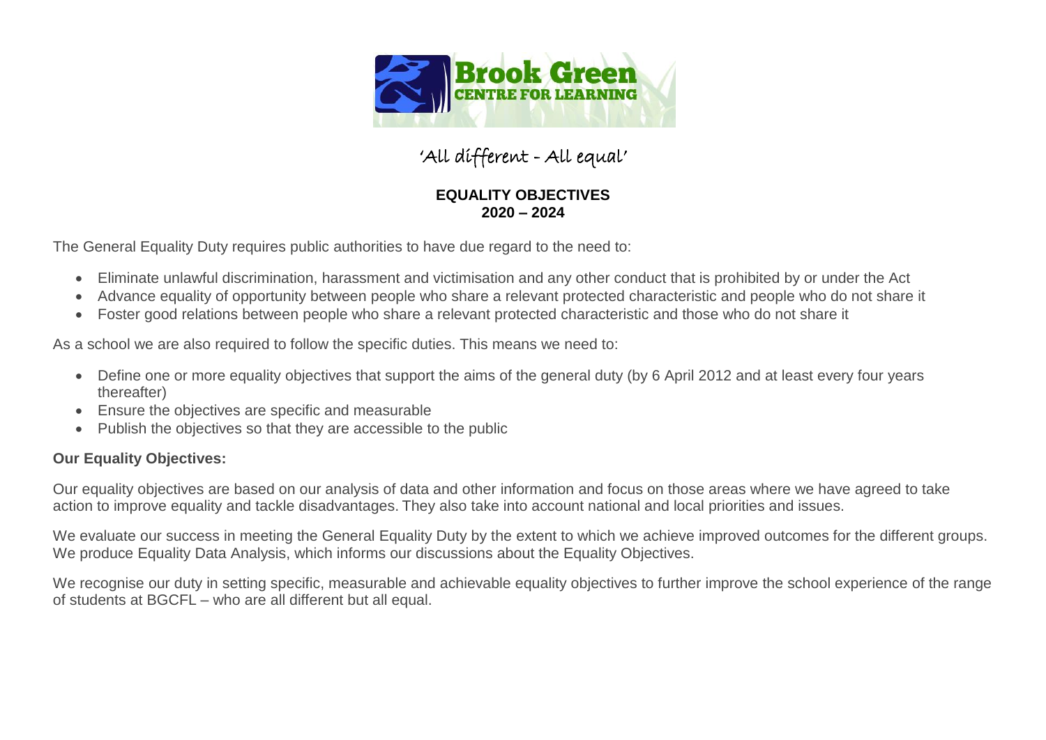Brook Green
CENTRE FOR LEARNING

'All different - All equal'

**EQUALITY OBJECTIVES**
**2020 – 2024**

The General Equality Duty requires public authorities to have due regard to the need to:

- Eliminate unlawful discrimination, harassment and victimisation and any other conduct that is prohibited by or under the Act
- Advance equality of opportunity between people who share a relevant protected characteristic and people who do not share it
- Foster good relations between people who share a relevant protected characteristic and those who do not share it

As a school we are also required to follow the specific duties. This means we need to:

- Define one or more equality objectives that support the aims of the general duty (by 6 April 2012 and at least every four years thereafter)
- Ensure the objectives are specific and measurable
- Publish the objectives so that they are accessible to the public

**Our Equality Objectives:**

Our equality objectives are based on our analysis of data and other information and focus on those areas where we have agreed to take action to improve equality and tackle disadvantages. They also take into account national and local priorities and issues.

We evaluate our success in meeting the General Equality Duty by the extent to which we achieve improved outcomes for the different groups. We produce Equality Data Analysis, which informs our discussions about the Equality Objectives.

We recognise our duty in setting specific, measurable and achievable equality objectives to further improve the school experience of the range of students at BGCFL – who are all different but all equal.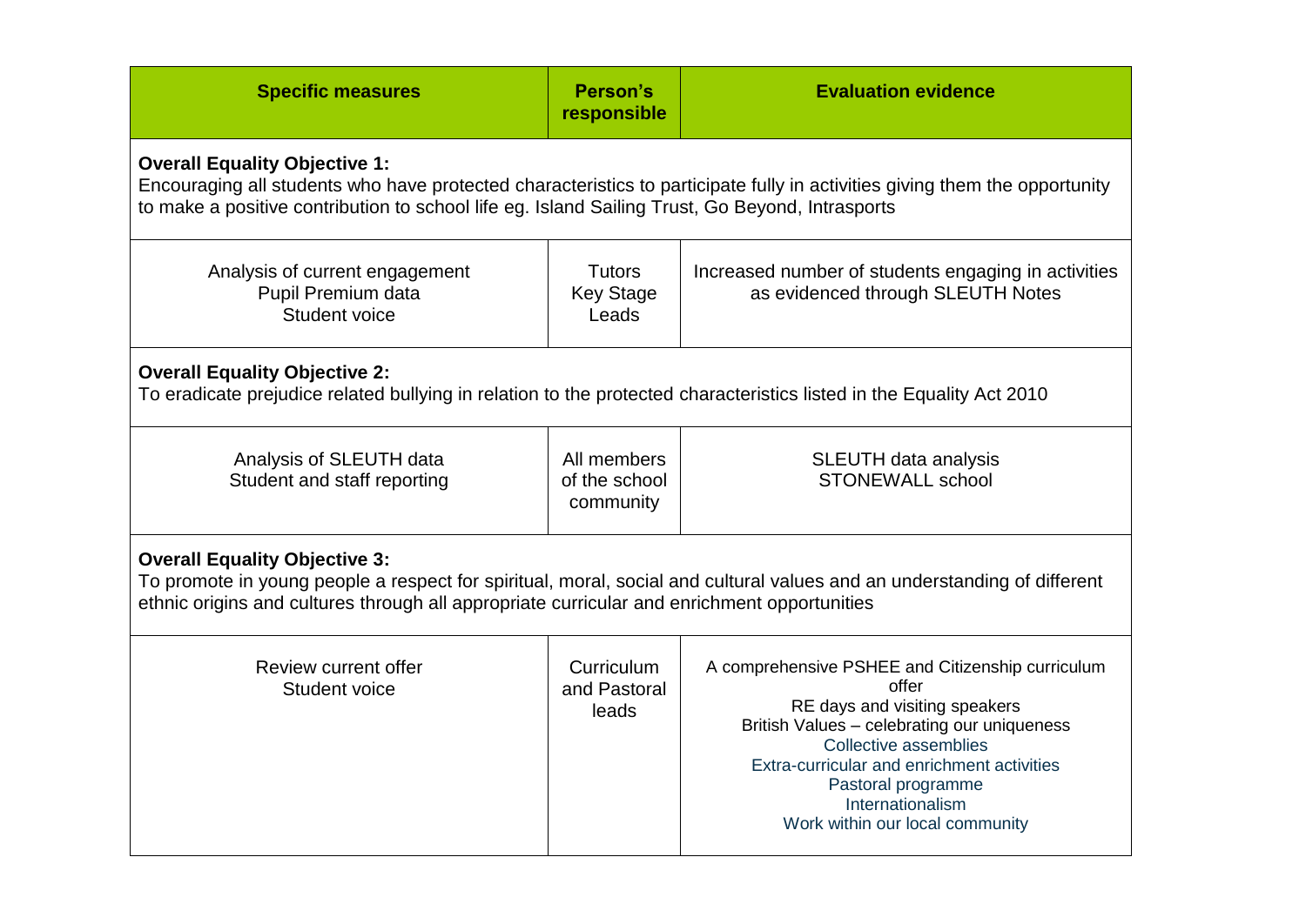| Specific measures | Person's responsible | Evaluation evidence |
| --- | --- | --- |
| **Overall Equality Objective 1:** Encouraging all students who have protected characteristics to participate fully in activities giving them the opportunity to make a positive contribution to school life eg. Island Sailing Trust, Go Beyond, Intrasports | | |
| Analysis of current engagement<br>Pupil Premium data<br>Student voice | Tutors<br>Key Stage Leads | Increased number of students engaging in activities as evidenced through SLEUTH Notes |
| **Overall Equality Objective 2:** To eradicate prejudice related bullying in relation to the protected characteristics listed in the Equality Act 2010 | | |
| Analysis of SLEUTH data<br>Student and staff reporting | All members of the school community | SLEUTH data analysis<br>STONEWALL school |
| **Overall Equality Objective 3:** To promote in young people a respect for spiritual, moral, social and cultural values and an understanding of different ethnic origins and cultures through all appropriate curricular and enrichment opportunities | | |
| Review current offer<br>Student voice | Curriculum and Pastoral leads | A comprehensive PSHEE and Citizenship curriculum offer<br>RE days and visiting speakers<br>British Values – celebrating our uniqueness<br>Collective assemblies<br>Extra-curricular and enrichment activities<br>Pastoral programme<br>Internationalism<br>Work within our local community |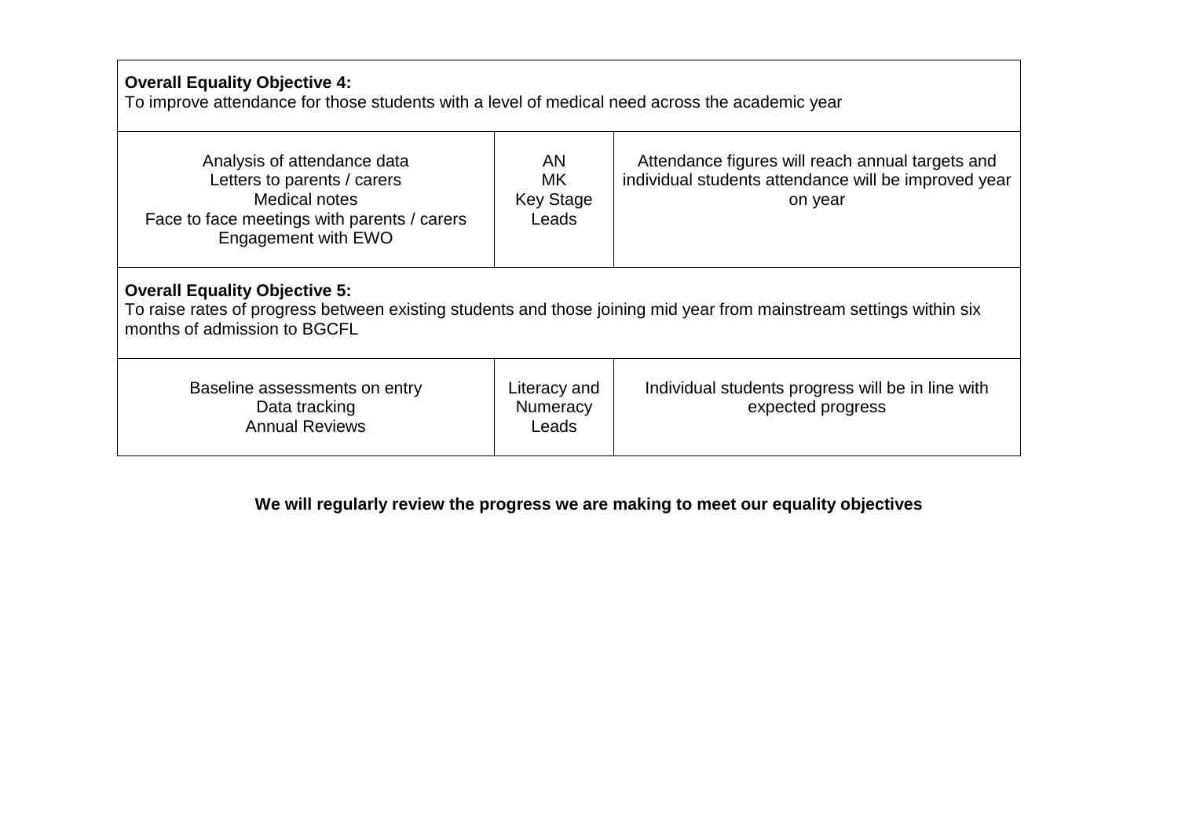| | | |
|---|---|---|
| **Overall Equality Objective 4:**<br>To improve attendance for those students with a level of medical need across the academic year | | |
| Analysis of attendance data<br>Letters to parents / carers<br>Medical notes<br>Face to face meetings with parents / carers<br>Engagement with EWO | AN<br>MK<br>Key Stage Leads | Attendance figures will reach annual targets and individual students attendance will be improved year on year |
| **Overall Equality Objective 5:**<br>To raise rates of progress between existing students and those joining mid year from mainstream settings within six months of admission to BGCFL | | |
| Baseline assessments on entry<br>Data tracking<br>Annual Reviews | Literacy and Numeracy Leads | Individual students progress will be in line with expected progress |

**We will regularly review the progress we are making to meet our equality objectives**